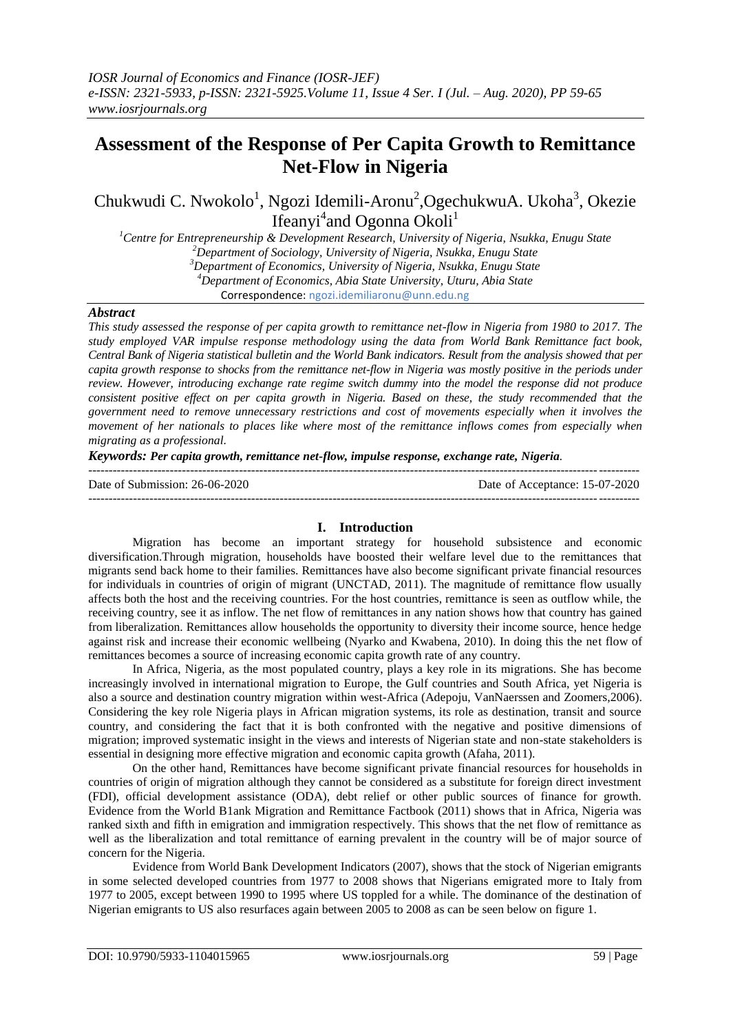# Assessment of the Response of Per Capita Growth to Remittance Net-Flow in Nigeria

Chukwudi C. Nwokolo[1], Ngozi Idemili-Aronu[2],OgechukwuA. Ukoha[3], Okezie Ifeanyi[4]and Ogonna Okoli[1]

[1]Centre for Entrepreneurship & Development Research, University of Nigeria, Nsukka, Enugu State
[2]Department of Sociology, University of Nigeria, Nsukka, Enugu State
[3]Department of Economics, University of Nigeria, Nsukka, Enugu State
[4]Department of Economics, Abia State University, Uturu, Abia State
Correspondence: ngozi.idemiliaronu@unn.edu.ng

## *Abstract*

*This study assessed the response of per capita growth to remittance net-flow in Nigeria from 1980 to 2017. The study employed VAR impulse response methodology using the data from World Bank Remittance fact book, Central Bank of Nigeria statistical bulletin and the World Bank indicators. Result from the analysis showed that per capita growth response to shocks from the remittance net-flow in Nigeria was mostly positive in the periods under review. However, introducing exchange rate regime switch dummy into the model the response did not produce consistent positive effect on per capita growth in Nigeria. Based on these, the study recommended that the government need to remove unnecessary restrictions and cost of movements especially when it involves the movement of her nationals to places like where most of the remittance inflows comes from especially when migrating as a professional.*

***Keywords: Per capita growth, remittance net-flow, impulse response, exchange rate, Nigeria.***

Date of Submission: 26-06-2020 | Date of Acceptance: 15-07-2020

## I. Introduction

Migration has become an important strategy for household subsistence and economic diversification.Through migration, households have boosted their welfare level due to the remittances that migrants send back home to their families. Remittances have also become significant private financial resources for individuals in countries of origin of migrant (UNCTAD, 2011). The magnitude of remittance flow usually affects both the host and the receiving countries. For the host countries, remittance is seen as outflow while, the receiving country, see it as inflow. The net flow of remittances in any nation shows how that country has gained from liberalization. Remittances allow households the opportunity to diversity their income source, hence hedge against risk and increase their economic wellbeing (Nyarko and Kwabena, 2010). In doing this the net flow of remittances becomes a source of increasing economic capita growth rate of any country.

In Africa, Nigeria, as the most populated country, plays a key role in its migrations. She has become increasingly involved in international migration to Europe, the Gulf countries and South Africa, yet Nigeria is also a source and destination country migration within west-Africa (Adepoju, VanNaerssen and Zoomers,2006). Considering the key role Nigeria plays in African migration systems, its role as destination, transit and source country, and considering the fact that it is both confronted with the negative and positive dimensions of migration; improved systematic insight in the views and interests of Nigerian state and non-state stakeholders is essential in designing more effective migration and economic capita growth (Afaha, 2011).

On the other hand, Remittances have become significant private financial resources for households in countries of origin of migration although they cannot be considered as a substitute for foreign direct investment (FDI), official development assistance (ODA), debt relief or other public sources of finance for growth. Evidence from the World B1ank Migration and Remittance Factbook (2011) shows that in Africa, Nigeria was ranked sixth and fifth in emigration and immigration respectively. This shows that the net flow of remittance as well as the liberalization and total remittance of earning prevalent in the country will be of major source of concern for the Nigeria.

Evidence from World Bank Development Indicators (2007), shows that the stock of Nigerian emigrants in some selected developed countries from 1977 to 2008 shows that Nigerians emigrated more to Italy from 1977 to 2005, except between 1990 to 1995 where US toppled for a while. The dominance of the destination of Nigerian emigrants to US also resurfaces again between 2005 to 2008 as can be seen below on figure 1.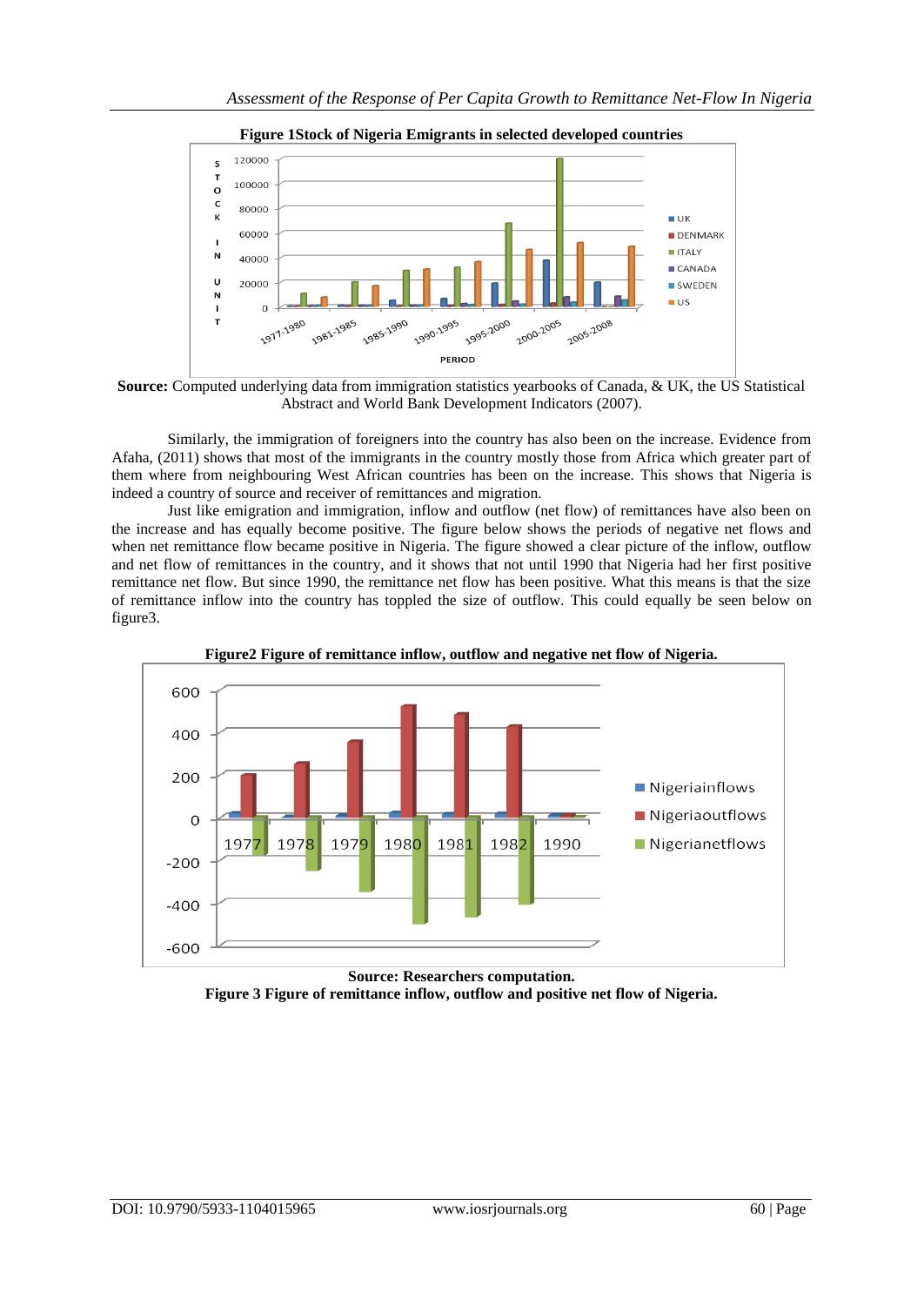**Figure 1Stock of Nigeria Emigrants in selected developed countries**

**Source:** Computed underlying data from immigration statistics yearbooks of Canada, & UK, the US Statistical Abstract and World Bank Development Indicators (2007).

Similarly, the immigration of foreigners into the country has also been on the increase. Evidence from Afaha, (2011) shows that most of the immigrants in the country mostly those from Africa which greater part of them where from neighbouring West African countries has been on the increase. This shows that Nigeria is indeed a country of source and receiver of remittances and migration.

Just like emigration and immigration, inflow and outflow (net flow) of remittances have also been on the increase and has equally become positive. The figure below shows the periods of negative net flows and when net remittance flow became positive in Nigeria. The figure showed a clear picture of the inflow, outflow and net flow of remittances in the country, and it shows that not until 1990 that Nigeria had her first positive remittance net flow. But since 1990, the remittance net flow has been positive. What this means is that the size of remittance inflow into the country has toppled the size of outflow. This could equally be seen below on figure3.

**Figure2 Figure of remittance inflow, outflow and negative net flow of Nigeria.**

**Source: Researchers computation.**

**Figure 3 Figure of remittance inflow, outflow and positive net flow of Nigeria.**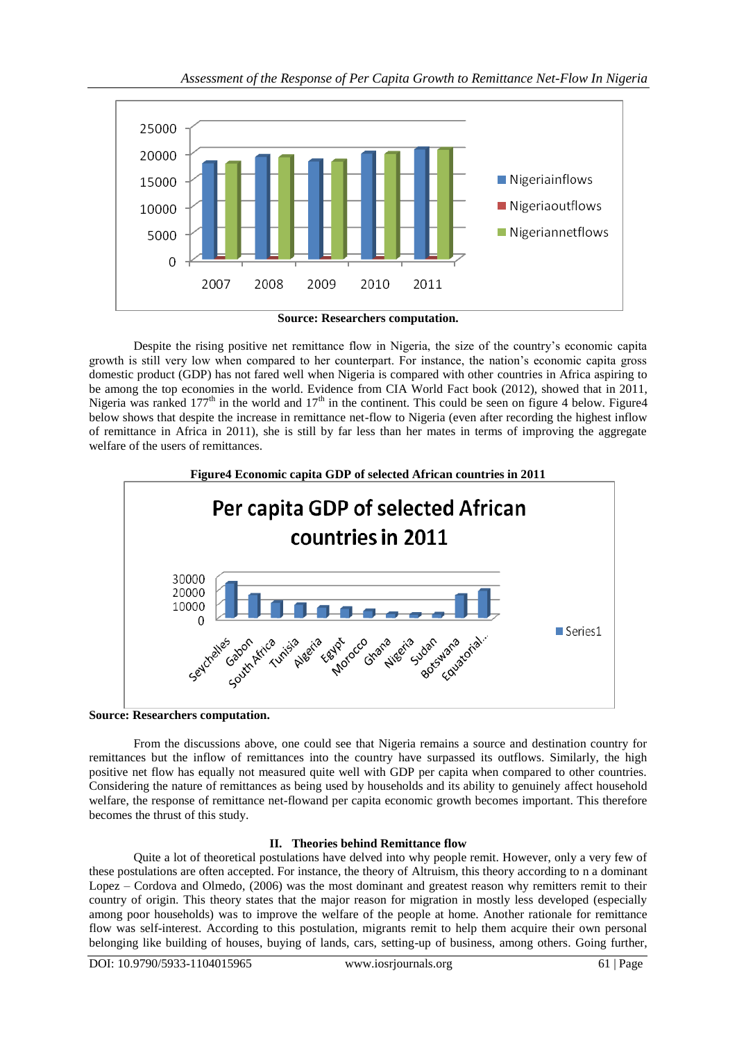Source: Researchers computation.

Despite the rising positive net remittance flow in Nigeria, the size of the country's economic capita growth is still very low when compared to her counterpart. For instance, the nation's economic capita gross domestic product (GDP) has not fared well when Nigeria is compared with other countries in Africa aspiring to be among the top economies in the world. Evidence from CIA World Fact book (2012), showed that in 2011, Nigeria was ranked 177[th] in the world and 17[th] in the continent. This could be seen on figure 4 below. Figure4 below shows that despite the increase in remittance net-flow to Nigeria (even after recording the highest inflow of remittance in Africa in 2011), she is still by far less than her mates in terms of improving the aggregate welfare of the users of remittances.

**Figure4 Economic capita GDP of selected African countries in 2011**

**Source: Researchers computation.**

From the discussions above, one could see that Nigeria remains a source and destination country for remittances but the inflow of remittances into the country have surpassed its outflows. Similarly, the high positive net flow has equally not measured quite well with GDP per capita when compared to other countries. Considering the nature of remittances as being used by households and its ability to genuinely affect household welfare, the response of remittance net-flowand per capita economic growth becomes important. This therefore becomes the thrust of this study.

## II. Theories behind Remittance flow

Quite a lot of theoretical postulations have delved into why people remit. However, only a very few of these postulations are often accepted. For instance, the theory of Altruism, this theory according to n a dominant Lopez – Cordova and Olmedo, (2006) was the most dominant and greatest reason why remitters remit to their country of origin. This theory states that the major reason for migration in mostly less developed (especially among poor households) was to improve the welfare of the people at home. Another rationale for remittance flow was self-interest. According to this postulation, migrants remit to help them acquire their own personal belonging like building of houses, buying of lands, cars, setting-up of business, among others. Going further,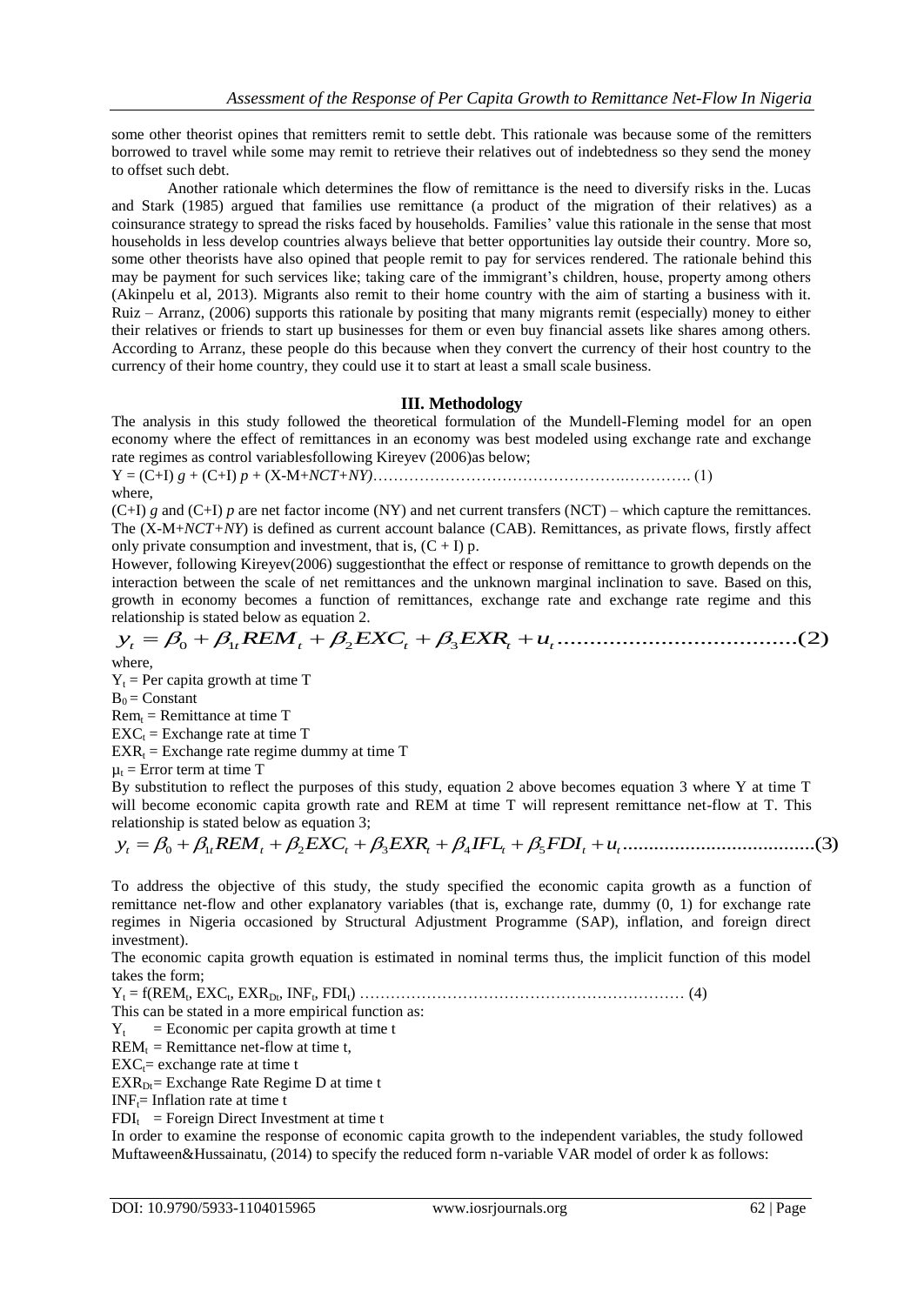some other theorist opines that remitters remit to settle debt. This rationale was because some of the remitters borrowed to travel while some may remit to retrieve their relatives out of indebtedness so they send the money to offset such debt.

Another rationale which determines the flow of remittance is the need to diversify risks in the. Lucas and Stark (1985) argued that families use remittance (a product of the migration of their relatives) as a coinsurance strategy to spread the risks faced by households. Families' value this rationale in the sense that most households in less develop countries always believe that better opportunities lay outside their country. More so, some other theorists have also opined that people remit to pay for services rendered. The rationale behind this may be payment for such services like; taking care of the immigrant's children, house, property among others (Akinpelu et al, 2013). Migrants also remit to their home country with the aim of starting a business with it. Ruiz – Arranz, (2006) supports this rationale by positing that many migrants remit (especially) money to either their relatives or friends to start up businesses for them or even buy financial assets like shares among others. According to Arranz, these people do this because when they convert the currency of their host country to the currency of their home country, they could use it to start at least a small scale business.

## III. Methodology

The analysis in this study followed the theoretical formulation of the Mundell-Fleming model for an open economy where the effect of remittances in an economy was best modeled using exchange rate and exchange rate regimes as control variablesfollowing Kireyev (2006)as below;

$$Y = (C+I)\,g + (C+I)\,p + (X\text{-}M+NCT+NY) \qquad (1)$$

where,

$(C+I)\,g$ and $(C+I)\,p$ are net factor income (NY) and net current transfers (NCT) – which capture the remittances. The $(X\text{-}M+NCT+NY)$ is defined as current account balance (CAB). Remittances, as private flows, firstly affect only private consumption and investment, that is, $(C + I)$ p.

However, following Kireyev(2006) suggestionthat the effect or response of remittance to growth depends on the interaction between the scale of net remittances and the unknown marginal inclination to save. Based on this, growth in economy becomes a function of remittances, exchange rate and exchange rate regime and this relationship is stated below as equation 2.

$$y_t = \beta_0 + \beta_{1t} REM_t + \beta_2 EXC_t + \beta_3 EXR_t + u_t \qquad (2)$$

where,

$Y_t$ = Per capita growth at time T

$B_0$ = Constant

$Rem_t$ = Remittance at time T

$EXC_t$ = Exchange rate at time T

$EXR_t$ = Exchange rate regime dummy at time T

$\mu_t$ = Error term at time T

By substitution to reflect the purposes of this study, equation 2 above becomes equation 3 where Y at time T will become economic capita growth rate and REM at time T will represent remittance net-flow at T. This relationship is stated below as equation 3;

$$y_t = \beta_0 + \beta_{1t} REM_t + \beta_2 EXC_t + \beta_3 EXR_t + \beta_4 IFL_t + \beta_5 FDI_t + u_t \qquad (3)$$

To address the objective of this study, the study specified the economic capita growth as a function of remittance net-flow and other explanatory variables (that is, exchange rate, dummy (0, 1) for exchange rate regimes in Nigeria occasioned by Structural Adjustment Programme (SAP), inflation, and foreign direct investment).

The economic capita growth equation is estimated in nominal terms thus, the implicit function of this model takes the form;

$$Y_t = f(REM_t, EXC_t, EXR_{Dt}, INF_t, FDI_t) \qquad (4)$$

This can be stated in a more empirical function as:

$Y_t$ = Economic per capita growth at time t

$REM_t$ = Remittance net-flow at time t,

$EXC_t$= exchange rate at time t

$EXR_{Dt}$= Exchange Rate Regime D at time t

$INF_t$= Inflation rate at time t

$FDI_t$ = Foreign Direct Investment at time t

In order to examine the response of economic capita growth to the independent variables, the study followed Muftaween&Hussainatu, (2014) to specify the reduced form n-variable VAR model of order k as follows: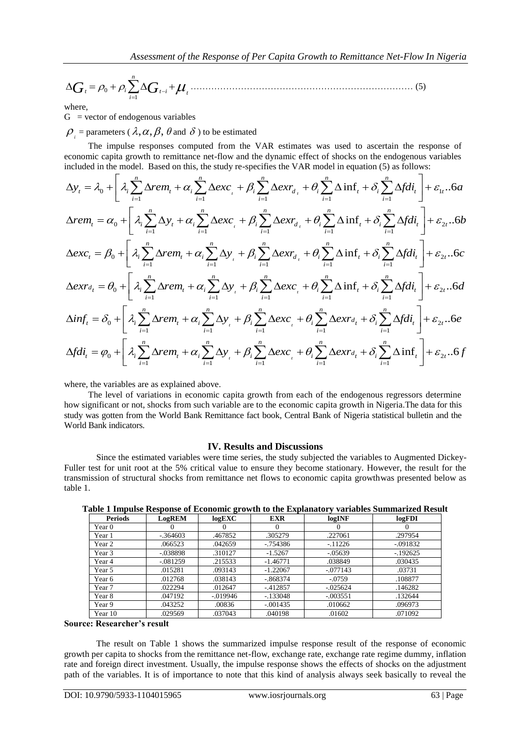$$\Delta G_t = \rho_0 + \rho_i \sum_{i=1}^{n} \Delta G_{t-i} + \mu_t \text{ ........................................................................ (5)}$$

where,

G = vector of endogenous variables

$\rho_i$ = parameters ( $\lambda, \alpha, \beta, \theta$ and $\delta$ ) to be estimated

The impulse responses computed from the VAR estimates was used to ascertain the response of economic capita growth to remittance net-flow and the dynamic effect of shocks on the endogenous variables included in the model. Based on this, the study re-specifies the VAR model in equation (5) as follows:

$$\Delta y_t = \lambda_0 + \left[ \lambda_i \sum_{i=1}^{n} \Delta rem_t + \alpha_i \sum_{i=1}^{n} \Delta exc_t + \beta_i \sum_{i=1}^{n} \Delta exr_{d_t} + \theta_i \sum_{i=1}^{n} \Delta \inf_t + \delta_i \sum_{i=1}^{n} \Delta fdi_t \right] + \varepsilon_{1t} ..6a$$

$$\Delta rem_t = \alpha_0 + \left[ \lambda_i \sum_{i=1}^{n} \Delta y_t + \alpha_i \sum_{i=1}^{n} \Delta exc_t + \beta_i \sum_{i=1}^{n} \Delta exr_{d_t} + \theta_i \sum_{i=1}^{n} \Delta \inf_t + \delta_i \sum_{i=1}^{n} \Delta fdi_t \right] + \varepsilon_{2t} ..6b$$

$$\Delta exc_t = \beta_0 + \left[ \lambda_i \sum_{i=1}^{n} \Delta rem_t + \alpha_i \sum_{i=1}^{n} \Delta y_t + \beta_i \sum_{i=1}^{n} \Delta exr_{d_t} + \theta_i \sum_{i=1}^{n} \Delta \inf_t + \delta_i \sum_{i=1}^{n} \Delta fdi_t \right] + \varepsilon_{2t} ..6c$$

$$\Delta exr_{d_t} = \theta_0 + \left[ \lambda_i \sum_{i=1}^{n} \Delta rem_t + \alpha_i \sum_{i=1}^{n} \Delta y_t + \beta_i \sum_{i=1}^{n} \Delta exc_t + \theta_i \sum_{i=1}^{n} \Delta \inf_t + \delta_i \sum_{i=1}^{n} \Delta fdi_t \right] + \varepsilon_{2t} ..6d$$

$$\Delta inf_t = \delta_0 + \left[ \lambda_i \sum_{i=1}^{n} \Delta rem_t + \alpha_i \sum_{i=1}^{n} \Delta y_t + \beta_i \sum_{i=1}^{n} \Delta exc_t + \theta_i \sum_{i=1}^{n} \Delta exr_{d_t} + \delta_i \sum_{i=1}^{n} \Delta fdi_t \right] + \varepsilon_{2t} ..6e$$

$$\Delta fdi_t = \varphi_0 + \left[ \lambda_i \sum_{i=1}^{n} \Delta rem_t + \alpha_i \sum_{i=1}^{n} \Delta y_t + \beta_i \sum_{i=1}^{n} \Delta exc_t + \theta_i \sum_{i=1}^{n} \Delta exr_{d_t} + \delta_i \sum_{i=1}^{n} \Delta \inf_t \right] + \varepsilon_{2t} ..6f$$

where, the variables are as explained above.

The level of variations in economic capita growth from each of the endogenous regressors determine how significant or not, shocks from such variable are to the economic capita growth in Nigeria.The data for this study was gotten from the World Bank Remittance fact book, Central Bank of Nigeria statistical bulletin and the World Bank indicators.

## IV. Results and Discussions

Since the estimated variables were time series, the study subjected the variables to Augmented Dickey-Fuller test for unit root at the 5% critical value to ensure they become stationary. However, the result for the transmission of structural shocks from remittance net flows to economic capita growthwas presented below as table 1.

**Table 1 Impulse Response of Economic growth to the Explanatory variables Summarized Result**

| Periods | LogREM | logEXC | EXR | logINF | logFDI |
|---|---|---|---|---|---|
| Year 0 | 0 | 0 | 0 | 0 | 0 |
| Year 1 | -.364603 | .467852 | .305279 | .227061 | .297954 |
| Year 2 | .066523 | .042659 | -.754386 | -.11226 | -.091832 |
| Year 3 | -.038898 | .310127 | -1.5267 | -.05639 | -.192625 |
| Year 4 | -.081259 | .215533 | -1.46771 | .038849 | .030435 |
| Year 5 | .015281 | .093143 | -1.22067 | -.077143 | .03731 |
| Year 6 | .012768 | .038143 | -.868374 | -.0759 | .108877 |
| Year 7 | .022294 | .012647 | -.412857 | -.025624 | .146282 |
| Year 8 | .047192 | -.019946 | -.133048 | -.003551 | .132644 |
| Year 9 | .043252 | .00836 | -.001435 | .010662 | .096973 |
| Year 10 | .029569 | .037043 | .040198 | .01602 | .071092 |

**Source: Researcher's result**

The result on Table 1 shows the summarized impulse response result of the response of economic growth per capita to shocks from the remittance net-flow, exchange rate, exchange rate regime dummy, inflation rate and foreign direct investment. Usually, the impulse response shows the effects of shocks on the adjustment path of the variables. It is of importance to note that this kind of analysis always seek basically to reveal the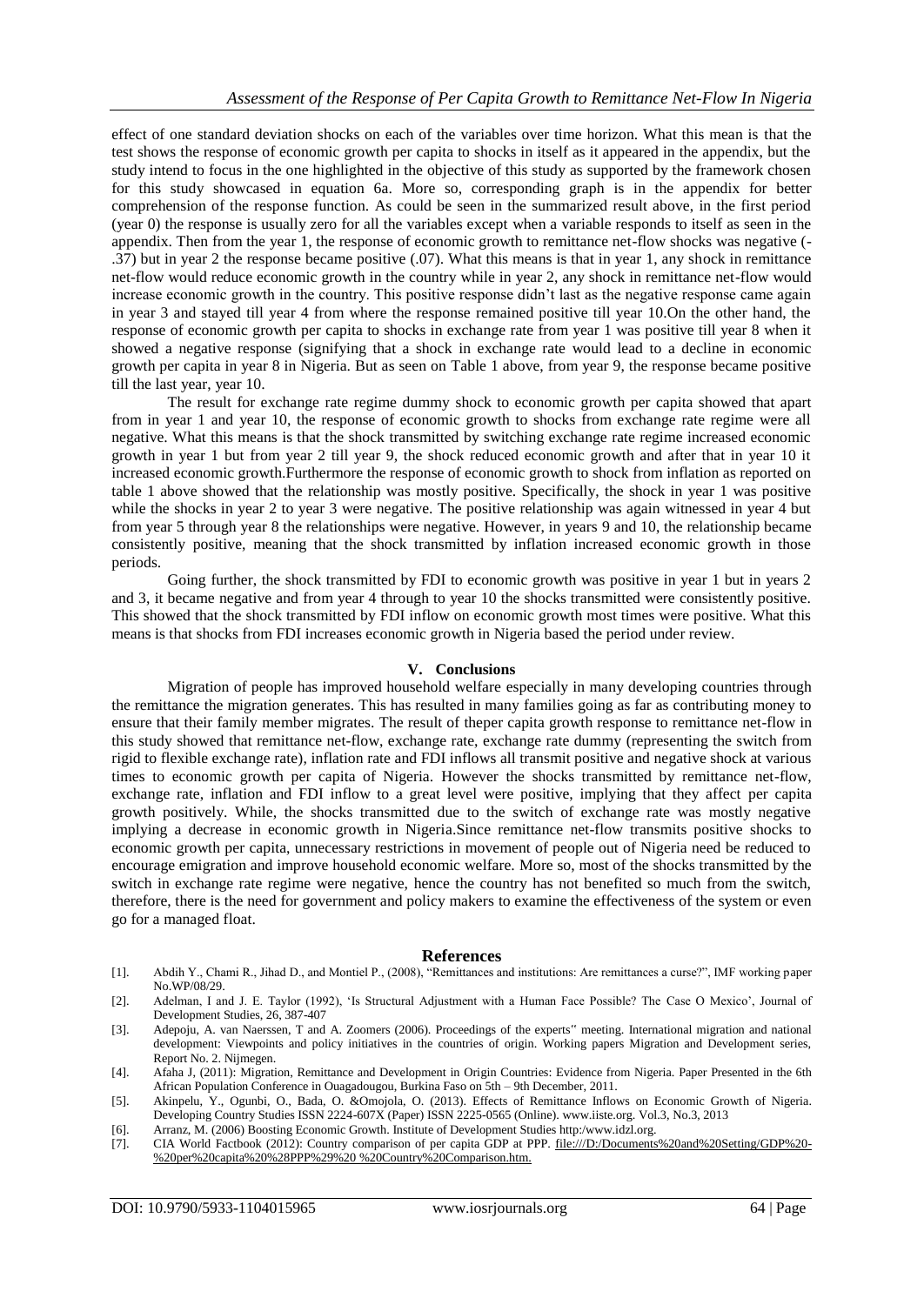effect of one standard deviation shocks on each of the variables over time horizon. What this mean is that the test shows the response of economic growth per capita to shocks in itself as it appeared in the appendix, but the study intend to focus in the one highlighted in the objective of this study as supported by the framework chosen for this study showcased in equation 6a. More so, corresponding graph is in the appendix for better comprehension of the response function. As could be seen in the summarized result above, in the first period (year 0) the response is usually zero for all the variables except when a variable responds to itself as seen in the appendix. Then from the year 1, the response of economic growth to remittance net-flow shocks was negative (-.37) but in year 2 the response became positive (.07). What this means is that in year 1, any shock in remittance net-flow would reduce economic growth in the country while in year 2, any shock in remittance net-flow would increase economic growth in the country. This positive response didn't last as the negative response came again in year 3 and stayed till year 4 from where the response remained positive till year 10.On the other hand, the response of economic growth per capita to shocks in exchange rate from year 1 was positive till year 8 when it showed a negative response (signifying that a shock in exchange rate would lead to a decline in economic growth per capita in year 8 in Nigeria. But as seen on Table 1 above, from year 9, the response became positive till the last year, year 10.

The result for exchange rate regime dummy shock to economic growth per capita showed that apart from in year 1 and year 10, the response of economic growth to shocks from exchange rate regime were all negative. What this means is that the shock transmitted by switching exchange rate regime increased economic growth in year 1 but from year 2 till year 9, the shock reduced economic growth and after that in year 10 it increased economic growth.Furthermore the response of economic growth to shock from inflation as reported on table 1 above showed that the relationship was mostly positive. Specifically, the shock in year 1 was positive while the shocks in year 2 to year 3 were negative. The positive relationship was again witnessed in year 4 but from year 5 through year 8 the relationships were negative. However, in years 9 and 10, the relationship became consistently positive, meaning that the shock transmitted by inflation increased economic growth in those periods.

Going further, the shock transmitted by FDI to economic growth was positive in year 1 but in years 2 and 3, it became negative and from year 4 through to year 10 the shocks transmitted were consistently positive. This showed that the shock transmitted by FDI inflow on economic growth most times were positive. What this means is that shocks from FDI increases economic growth in Nigeria based the period under review.

## V. Conclusions

Migration of people has improved household welfare especially in many developing countries through the remittance the migration generates. This has resulted in many families going as far as contributing money to ensure that their family member migrates. The result of theper capita growth response to remittance net-flow in this study showed that remittance net-flow, exchange rate, exchange rate dummy (representing the switch from rigid to flexible exchange rate), inflation rate and FDI inflows all transmit positive and negative shock at various times to economic growth per capita of Nigeria. However the shocks transmitted by remittance net-flow, exchange rate, inflation and FDI inflow to a great level were positive, implying that they affect per capita growth positively. While, the shocks transmitted due to the switch of exchange rate was mostly negative implying a decrease in economic growth in Nigeria.Since remittance net-flow transmits positive shocks to economic growth per capita, unnecessary restrictions in movement of people out of Nigeria need be reduced to encourage emigration and improve household economic welfare. More so, most of the shocks transmitted by the switch in exchange rate regime were negative, hence the country has not benefited so much from the switch, therefore, there is the need for government and policy makers to examine the effectiveness of the system or even go for a managed float.

## References

[1]. Abdih Y., Chami R., Jihad D., and Montiel P., (2008), "Remittances and institutions: Are remittances a curse?", IMF working paper No.WP/08/29.

[2]. Adelman, I and J. E. Taylor (1992), 'Is Structural Adjustment with a Human Face Possible? The Case O Mexico', Journal of Development Studies, 26, 387-407

[3]. Adepoju, A. van Naerssen, T and A. Zoomers (2006). Proceedings of the experts" meeting. International migration and national development: Viewpoints and policy initiatives in the countries of origin. Working papers Migration and Development series, Report No. 2. Nijmegen.

[4]. Afaha J, (2011): Migration, Remittance and Development in Origin Countries: Evidence from Nigeria. Paper Presented in the 6th African Population Conference in Ouagadougou, Burkina Faso on 5th – 9th December, 2011.

[5]. Akinpelu, Y., Ogunbi, O., Bada, O. &Omojola, O. (2013). Effects of Remittance Inflows on Economic Growth of Nigeria. Developing Country Studies ISSN 2224-607X (Paper) ISSN 2225-0565 (Online). www.iiste.org. Vol.3, No.3, 2013

[6]. Arranz, M. (2006) Boosting Economic Growth. Institute of Development Studies http:/www.idzl.org.

[7]. CIA World Factbook (2012): Country comparison of per capita GDP at PPP. file:///D:/Documents%20and%20Setting/GDP%20-%20per%20capita%20%28PPP%29%20 %20Country%20Comparison.htm.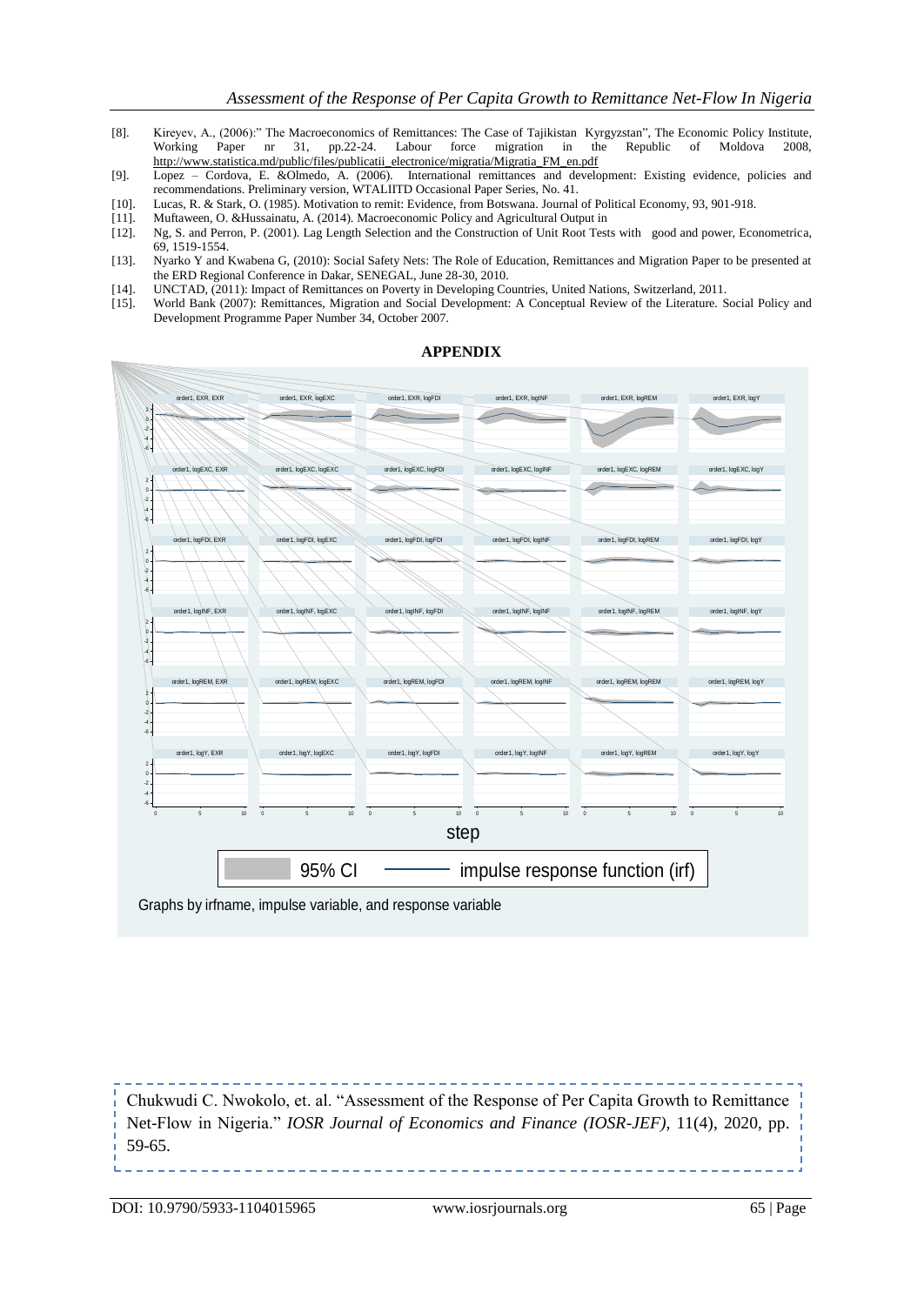[8]. Kireyev, A., (2006):" The Macroeconomics of Remittances: The Case of Tajikistan Kyrgyzstan", The Economic Policy Institute, Working Paper nr 31, pp.22-24. Labour force migration in the Republic of Moldova 2008, http://www.statistica.md/public/files/publicatii_electronice/migratia/Migratia_FM_en.pdf

[9]. Lopez – Cordova, E. &Olmedo, A. (2006). International remittances and development: Existing evidence, policies and recommendations. Preliminary version, WTALIITD Occasional Paper Series, No. 41.

[10]. Lucas, R. & Stark, O. (1985). Motivation to remit: Evidence, from Botswana. Journal of Political Economy, 93, 901-918.

[11]. Muftaween, O. &Hussainatu, A. (2014). Macroeconomic Policy and Agricultural Output in

[12]. Ng, S. and Perron, P. (2001). Lag Length Selection and the Construction of Unit Root Tests with good and power, Econometrica, 69, 1519-1554.

[13]. Nyarko Y and Kwabena G, (2010): Social Safety Nets: The Role of Education, Remittances and Migration Paper to be presented at the ERD Regional Conference in Dakar, SENEGAL, June 28-30, 2010.

[14]. UNCTAD, (2011): Impact of Remittances on Poverty in Developing Countries, United Nations, Switzerland, 2011.

[15]. World Bank (2007): Remittances, Migration and Social Development: A Conceptual Review of the Literature. Social Policy and Development Programme Paper Number 34, October 2007.

## APPENDIX

order1, EXR, EXR
order1, EXR, logEXC
order1, EXR, logFDI
order1, EXR, logINF
order1, EXR, logREM
order1, EXR, logY
order1, logEXC, EXR
order1, logEXC, logEXC
order1, logEXC, logFDI
order1, logEXC, logINF
order1, logEXC, logREM
order1, logEXC, logY
order1, logFDI, EXR
order1, logFDI, logEXC
order1, logFDI, logFDI
order1, logFDI, logINF
order1, logFDI, logREM
order1, logFDI, logY
order1, logINF, EXR
order1, logINF, logEXC
order1, logINF, logFDI
order1, logINF, logINF
order1, logINF, logREM
order1, logINF, logY
order1, logREM, EXR
order1, logREM, logEXC
order1, logREM, logFDI
order1, logREM, logINF
order1, logREM, logREM
order1, logREM, logY
order1, logY, EXR
order1, logY, logEXC
order1, logY, logFDI
order1, logY, logINF
order1, logY, logREM
order1, logY, logY

2
0
-2
-4
-6

0 5 10

step

95% CI — impulse response function (irf)

Graphs by irfname, impulse variable, and response variable

Chukwudi C. Nwokolo, et. al. "Assessment of the Response of Per Capita Growth to Remittance Net-Flow in Nigeria." *IOSR Journal of Economics and Finance (IOSR-JEF)*, 11(4), 2020, pp. 59-65.